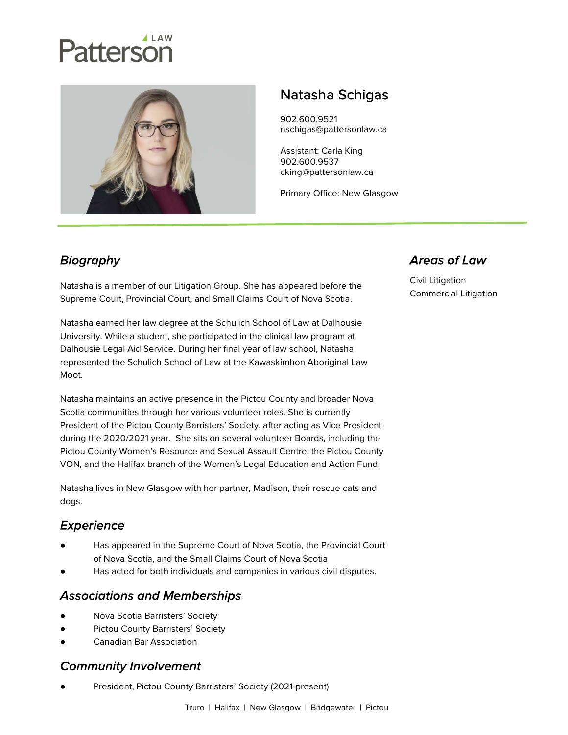Patterson LAW

# Natasha Schigas

902.600.9521
nschigas@pattersonlaw.ca

Assistant: Carla King
902.600.9537
cking@pattersonlaw.ca

Primary Office: New Glasgow

## *Biography*

Natasha is a member of our Litigation Group. She has appeared before the Supreme Court, Provincial Court, and Small Claims Court of Nova Scotia.

Natasha earned her law degree at the Schulich School of Law at Dalhousie University. While a student, she participated in the clinical law program at Dalhousie Legal Aid Service. During her final year of law school, Natasha represented the Schulich School of Law at the Kawaskimhon Aboriginal Law Moot.

Natasha maintains an active presence in the Pictou County and broader Nova Scotia communities through her various volunteer roles. She is currently President of the Pictou County Barristers' Society, after acting as Vice President during the 2020/2021 year. She sits on several volunteer Boards, including the Pictou County Women's Resource and Sexual Assault Centre, the Pictou County VON, and the Halifax branch of the Women's Legal Education and Action Fund.

Natasha lives in New Glasgow with her partner, Madison, their rescue cats and dogs.

## *Areas of Law*

Civil Litigation
Commercial Litigation

## *Experience*

- Has appeared in the Supreme Court of Nova Scotia, the Provincial Court of Nova Scotia, and the Small Claims Court of Nova Scotia
- Has acted for both individuals and companies in various civil disputes.

## *Associations and Memberships*

- Nova Scotia Barristers' Society
- Pictou County Barristers' Society
- Canadian Bar Association

## *Community Involvement*

- President, Pictou County Barristers' Society (2021-present)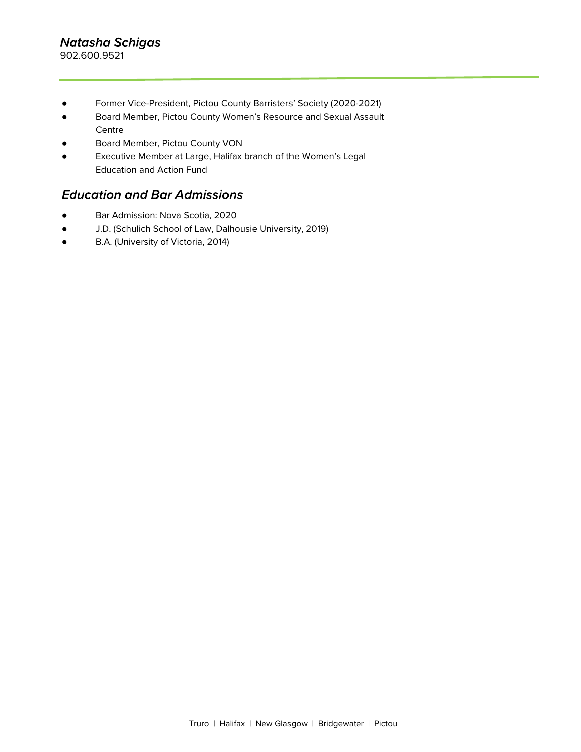*Natasha Schigas*
902.600.9521

- Former Vice-President, Pictou County Barristers' Society (2020-2021)
- Board Member, Pictou County Women's Resource and Sexual Assault Centre
- Board Member, Pictou County VON
- Executive Member at Large, Halifax branch of the Women's Legal Education and Action Fund

## *Education and Bar Admissions*

- Bar Admission: Nova Scotia, 2020
- J.D. (Schulich School of Law, Dalhousie University, 2019)
- B.A. (University of Victoria, 2014)